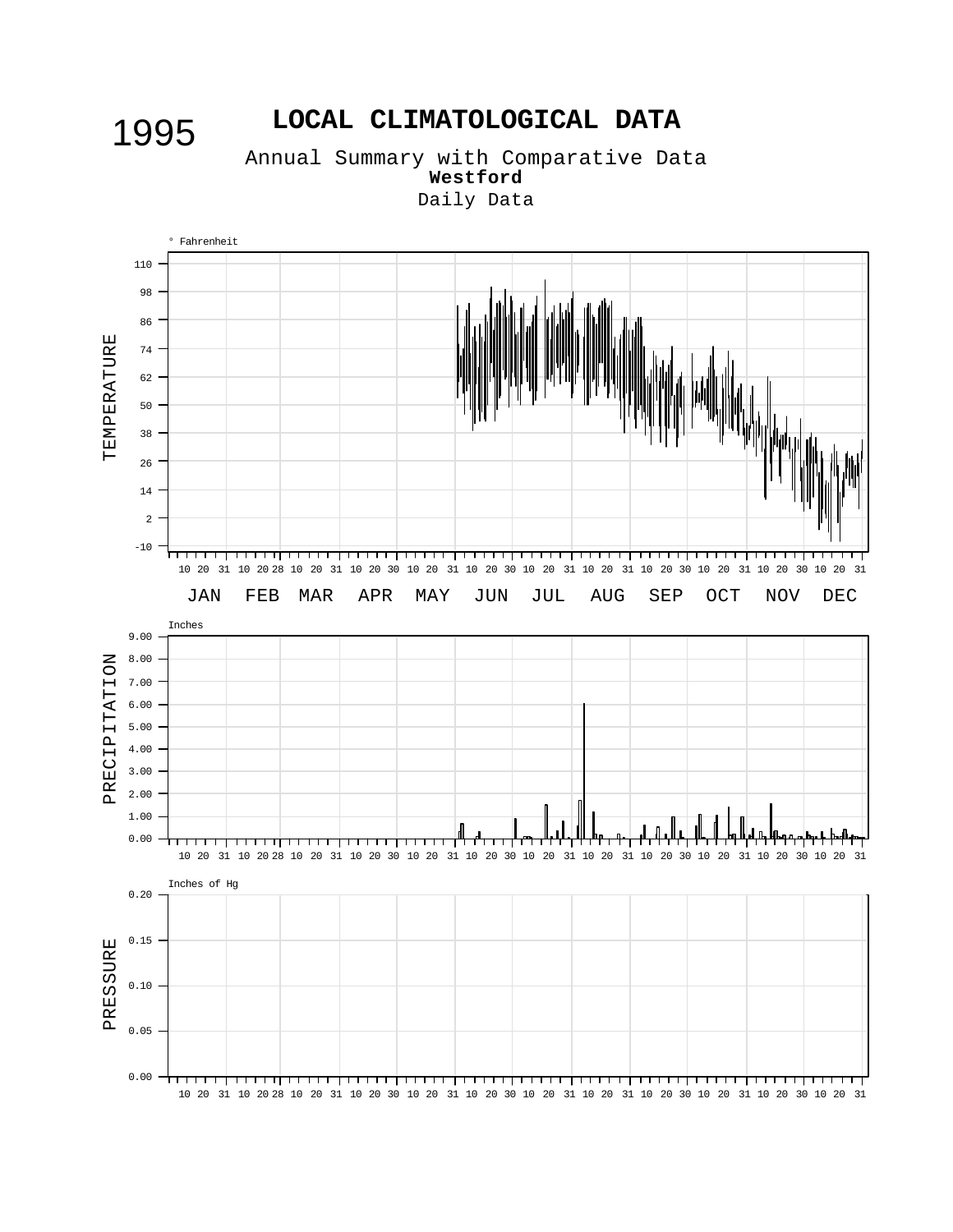1995

# LOCAL CLIMATOLOGICAL DATA

Annual Summary with Comparative Data

**Westford**

Daily Data

° Fahrenheit

TEMPERATURE

110, 98, 86, 74, 62, 50, 38, 26, 14, 2, -10

10 20 31 10 20 28 10 20 31 10 20 30 10 20 31 10 20 30 10 20 31 10 20 31 10 20 30 10 20 31 10 20 30 10 20 31

JAN FEB MAR APR MAY JUN JUL AUG SEP OCT NOV DEC

Inches

PRECIPITATION

9.00, 8.00, 7.00, 6.00, 5.00, 4.00, 3.00, 2.00, 1.00, 0.00

10 20 31 10 20 28 10 20 31 10 20 30 10 20 31 10 20 30 10 20 31 10 20 31 10 20 30 10 20 31 10 20 30 10 20 31

Inches of Hg

PRESSURE

0.20, 0.15, 0.10, 0.05, 0.00

10 20 31 10 20 28 10 20 31 10 20 30 10 20 31 10 20 30 10 20 31 10 20 31 10 20 30 10 20 31 10 20 30 10 20 31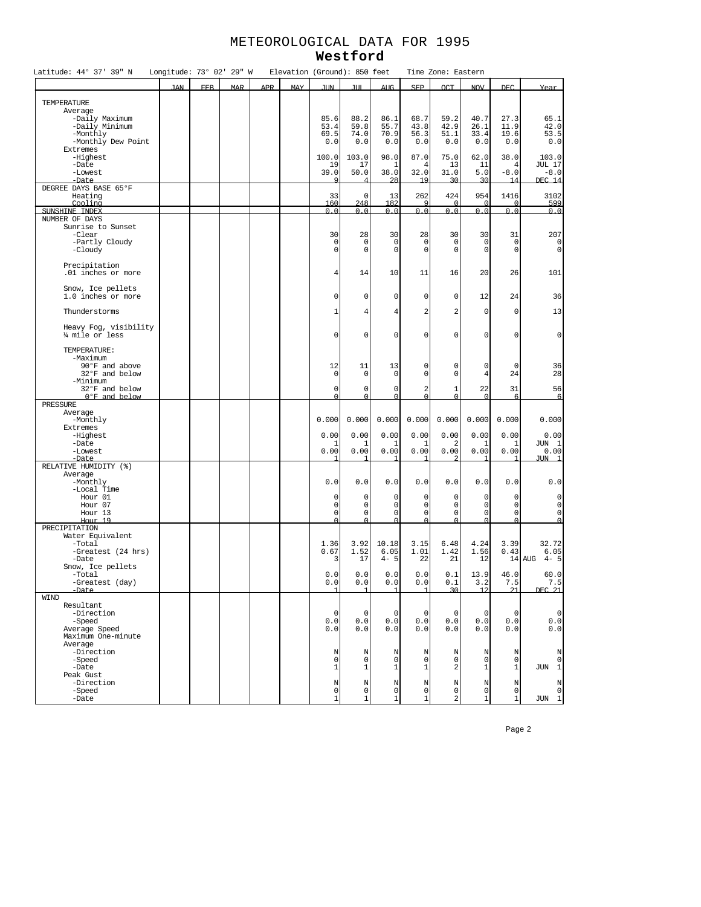# METEOROLOGICAL DATA FOR 1995

## Westford

Latitude: 44° 37' 39" N    Longitude: 73° 02' 29" W    Elevation (Ground): 850 feet    Time Zone: Eastern

| | JAN | FEB | MAR | APR | MAY | JUN | JUL | AUG | SEP | OCT | NOV | DEC | Year |
|---|---|---|---|---|---|---|---|---|---|---|---|---|---|
| **TEMPERATURE** | | | | | | | | | | | | | |
| Average | | | | | | | | | | | | | |
| -Daily Maximum | | | | | | 85.6 | 88.2 | 86.1 | 68.7 | 59.2 | 40.7 | 27.3 | 65.1 |
| -Daily Minimum | | | | | | 53.4 | 59.8 | 55.7 | 43.8 | 42.9 | 26.1 | 11.9 | 42.0 |
| -Monthly | | | | | | 69.5 | 74.0 | 70.9 | 56.3 | 51.1 | 33.4 | 19.6 | 53.5 |
| -Monthly Dew Point | | | | | | 0.0 | 0.0 | 0.0 | 0.0 | 0.0 | 0.0 | 0.0 | 0.0 |
| Extremes | | | | | | | | | | | | | |
| -Highest | | | | | | 100.0 | 103.0 | 98.0 | 87.0 | 75.0 | 62.0 | 38.0 | 103.0 |
| -Date | | | | | | 19 | 17 | 1 | 4 | 13 | 11 | 4 | JUL 17 |
| -Lowest | | | | | | 39.0 | 50.0 | 38.0 | 32.0 | 31.0 | 5.0 | -8.0 | -8.0 |
| -Date | | | | | | 9 | 4 | 28 | 19 | 30 | 30 | 14 | DEC 14 |
| **DEGREE DAYS BASE 65°F** | | | | | | | | | | | | | |
| Heating | | | | | | 33 | 0 | 13 | 262 | 424 | 954 | 1416 | 3102 |
| Cooling | | | | | | 160 | 248 | 182 | 9 | 0 | 0 | 0 | 599 |
| **SUNSHINE INDEX** | | | | | | 0.0 | 0.0 | 0.0 | 0.0 | 0.0 | 0.0 | 0.0 | 0.0 |
| **NUMBER OF DAYS** | | | | | | | | | | | | | |
| Sunrise to Sunset | | | | | | | | | | | | | |
| -Clear | | | | | | 30 | 28 | 30 | 28 | 30 | 30 | 31 | 207 |
| -Partly Cloudy | | | | | | 0 | 0 | 0 | 0 | 0 | 0 | 0 | 0 |
| -Cloudy | | | | | | 0 | 0 | 0 | 0 | 0 | 0 | 0 | 0 |
| Precipitation .01 inches or more | | | | | | 4 | 14 | 10 | 11 | 16 | 20 | 26 | 101 |
| Snow, Ice pellets 1.0 inches or more | | | | | | 0 | 0 | 0 | 0 | 0 | 12 | 24 | 36 |
| Thunderstorms | | | | | | 1 | 4 | 4 | 2 | 2 | 0 | 0 | 13 |
| Heavy Fog, visibility ¼ mile or less | | | | | | 0 | 0 | 0 | 0 | 0 | 0 | 0 | 0 |
| TEMPERATURE: | | | | | | | | | | | | | |
| -Maximum | | | | | | | | | | | | | |
| 90°F and above | | | | | | 12 | 11 | 13 | 0 | 0 | 0 | 0 | 36 |
| 32°F and below | | | | | | 0 | 0 | 0 | 0 | 0 | 4 | 24 | 28 |
| -Minimum | | | | | | | | | | | | | |
| 32°F and below | | | | | | 0 | 0 | 0 | 2 | 1 | 22 | 31 | 56 |
| 0°F and below | | | | | | 0 | 0 | 0 | 0 | 0 | 0 | 6 | 6 |
| **PRESSURE** | | | | | | | | | | | | | |
| Average | | | | | | | | | | | | | |
| -Monthly | | | | | | 0.000 | 0.000 | 0.000 | 0.000 | 0.000 | 0.000 | 0.000 | 0.000 |
| Extremes | | | | | | | | | | | | | |
| -Highest | | | | | | 0.00 | 0.00 | 0.00 | 0.00 | 0.00 | 0.00 | 0.00 | 0.00 |
| -Date | | | | | | 1 | 1 | 1 | 1 | 2 | 1 | 1 | JUN 1 |
| -Lowest | | | | | | 0.00 | 0.00 | 0.00 | 0.00 | 0.00 | 0.00 | 0.00 | 0.00 |
| -Date | | | | | | 1 | 1 | 1 | 1 | 2 | 1 | 1 | JUN 1 |
| **RELATIVE HUMIDITY (%)** | | | | | | | | | | | | | |
| Average | | | | | | | | | | | | | |
| -Monthly | | | | | | 0.0 | 0.0 | 0.0 | 0.0 | 0.0 | 0.0 | 0.0 | 0.0 |
| -Local Time | | | | | | | | | | | | | |
| Hour 01 | | | | | | 0 | 0 | 0 | 0 | 0 | 0 | 0 | 0 |
| Hour 07 | | | | | | 0 | 0 | 0 | 0 | 0 | 0 | 0 | 0 |
| Hour 13 | | | | | | 0 | 0 | 0 | 0 | 0 | 0 | 0 | 0 |
| Hour 19 | | | | | | 0 | 0 | 0 | 0 | 0 | 0 | 0 | 0 |
| **PRECIPITATION** | | | | | | | | | | | | | |
| Water Equivalent | | | | | | | | | | | | | |
| -Total | | | | | | 1.36 | 3.92 | 10.18 | 3.15 | 6.48 | 4.24 | 3.39 | 32.72 |
| -Greatest (24 hrs) | | | | | | 0.67 | 1.52 | 6.05 | 1.01 | 1.42 | 1.56 | 0.43 | 6.05 |
| -Date | | | | | | 3 | 17 | 4- 5 | 22 | 21 | 12 | 14 | AUG 4- 5 |
| Snow, Ice pellets | | | | | | | | | | | | | |
| -Total | | | | | | 0.0 | 0.0 | 0.0 | 0.0 | 0.1 | 13.9 | 46.0 | 60.0 |
| -Greatest (day) | | | | | | 0.0 | 0.0 | 0.0 | 0.0 | 0.1 | 3.2 | 7.5 | 7.5 |
| -Date | | | | | | 1 | 1 | 1 | 1 | 30 | 12 | 21 | DEC 21 |
| **WIND** | | | | | | | | | | | | | |
| Resultant | | | | | | | | | | | | | |
| -Direction | | | | | | 0 | 0 | 0 | 0 | 0 | 0 | 0 | 0 |
| -Speed | | | | | | 0.0 | 0.0 | 0.0 | 0.0 | 0.0 | 0.0 | 0.0 | 0.0 |
| Average Speed | | | | | | 0.0 | 0.0 | 0.0 | 0.0 | 0.0 | 0.0 | 0.0 | 0.0 |
| Maximum One-minute Average | | | | | | | | | | | | | |
| -Direction | | | | | | N | N | N | N | N | N | N | N |
| -Speed | | | | | | 0 | 0 | 0 | 0 | 0 | 0 | 0 | 0 |
| -Date | | | | | | 1 | 1 | 1 | 1 | 2 | 1 | 1 | JUN 1 |
| Peak Gust | | | | | | | | | | | | | |
| -Direction | | | | | | N | N | N | N | N | N | N | N |
| -Speed | | | | | | 0 | 0 | 0 | 0 | 0 | 0 | 0 | 0 |
| -Date | | | | | | 1 | 1 | 1 | 1 | 2 | 1 | 1 | JUN 1 |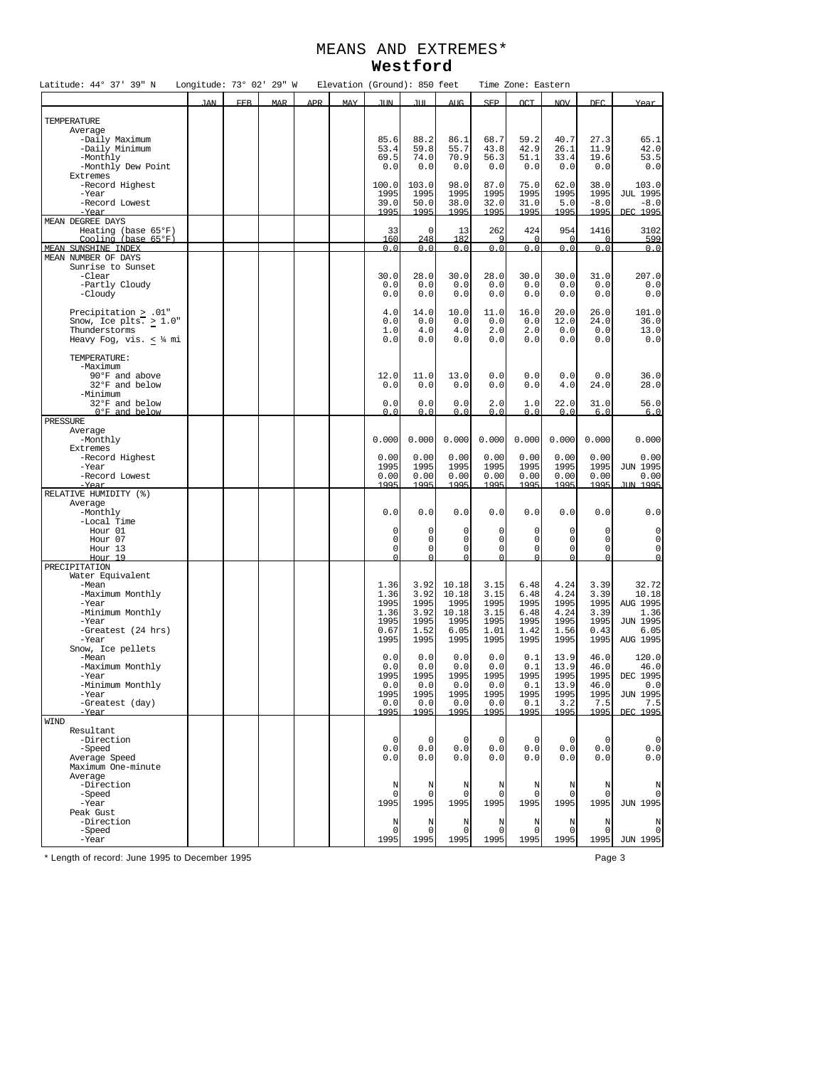# MEANS AND EXTREMES*
## Westford

Latitude: 44° 37' 39" N    Longitude: 73° 02' 29" W    Elevation (Ground): 850 feet    Time Zone: Eastern

| | JAN | FEB | MAR | APR | MAY | JUN | JUL | AUG | SEP | OCT | NOV | DEC | Year |
|---|---|---|---|---|---|---|---|---|---|---|---|---|---|
| **TEMPERATURE** | | | | | | | | | | | | | |
| Average | | | | | | | | | | | | | |
| -Daily Maximum | | | | | | 85.6 | 88.2 | 86.1 | 68.7 | 59.2 | 40.7 | 27.3 | 65.1 |
| -Daily Minimum | | | | | | 53.4 | 59.8 | 55.7 | 43.8 | 42.9 | 26.1 | 11.9 | 42.0 |
| -Monthly | | | | | | 69.5 | 74.0 | 70.9 | 56.3 | 51.1 | 33.4 | 19.6 | 53.5 |
| -Monthly Dew Point | | | | | | 0.0 | 0.0 | 0.0 | 0.0 | 0.0 | 0.0 | 0.0 | 0.0 |
| Extremes | | | | | | | | | | | | | |
| -Record Highest | | | | | | 100.0 | 103.0 | 98.0 | 87.0 | 75.0 | 62.0 | 38.0 | 103.0 |
| -Year | | | | | | 1995 | 1995 | 1995 | 1995 | 1995 | 1995 | 1995 | JUL 1995 |
| -Record Lowest | | | | | | 39.0 | 50.0 | 38.0 | 32.0 | 31.0 | 5.0 | -8.0 | -8.0 |
| -Year | | | | | | 1995 | 1995 | 1995 | 1995 | 1995 | 1995 | 1995 | DEC 1995 |
| **MEAN DEGREE DAYS** | | | | | | | | | | | | | |
| Heating (base 65°F) | | | | | | 33 | 0 | 13 | 262 | 424 | 954 | 1416 | 3102 |
| Cooling (base 65°F) | | | | | | 160 | 248 | 182 | 9 | 0 | 0 | 0 | 599 |
| **MEAN SUNSHINE INDEX** | | | | | | 0.0 | 0.0 | 0.0 | 0.0 | 0.0 | 0.0 | 0.0 | 0.0 |
| **MEAN NUMBER OF DAYS** | | | | | | | | | | | | | |
| Sunrise to Sunset | | | | | | | | | | | | | |
| -Clear | | | | | | 30.0 | 28.0 | 30.0 | 28.0 | 30.0 | 30.0 | 31.0 | 207.0 |
| -Partly Cloudy | | | | | | 0.0 | 0.0 | 0.0 | 0.0 | 0.0 | 0.0 | 0.0 | 0.0 |
| -Cloudy | | | | | | 0.0 | 0.0 | 0.0 | 0.0 | 0.0 | 0.0 | 0.0 | 0.0 |
| Precipitation ≥ .01" | | | | | | 4.0 | 14.0 | 10.0 | 11.0 | 16.0 | 20.0 | 26.0 | 101.0 |
| Snow, Ice plts. ≥ 1.0" | | | | | | 0.0 | 0.0 | 0.0 | 0.0 | 0.0 | 12.0 | 24.0 | 36.0 |
| Thunderstorms | | | | | | 1.0 | 4.0 | 4.0 | 2.0 | 2.0 | 0.0 | 0.0 | 13.0 |
| Heavy Fog, vis. ≤ ¼ mi | | | | | | 0.0 | 0.0 | 0.0 | 0.0 | 0.0 | 0.0 | 0.0 | 0.0 |
| TEMPERATURE: | | | | | | | | | | | | | |
| -Maximum | | | | | | | | | | | | | |
| 90°F and above | | | | | | 12.0 | 11.0 | 13.0 | 0.0 | 0.0 | 0.0 | 0.0 | 36.0 |
| 32°F and below | | | | | | 0.0 | 0.0 | 0.0 | 0.0 | 0.0 | 4.0 | 24.0 | 28.0 |
| -Minimum | | | | | | | | | | | | | |
| 32°F and below | | | | | | 0.0 | 0.0 | 0.0 | 2.0 | 1.0 | 22.0 | 31.0 | 56.0 |
| 0°F and below | | | | | | 0.0 | 0.0 | 0.0 | 0.0 | 0.0 | 0.0 | 6.0 | 6.0 |
| **PRESSURE** | | | | | | | | | | | | | |
| Average | | | | | | | | | | | | | |
| -Monthly | | | | | | 0.000 | 0.000 | 0.000 | 0.000 | 0.000 | 0.000 | 0.000 | 0.000 |
| Extremes | | | | | | | | | | | | | |
| -Record Highest | | | | | | 0.00 | 0.00 | 0.00 | 0.00 | 0.00 | 0.00 | 0.00 | 0.00 |
| -Year | | | | | | 1995 | 1995 | 1995 | 1995 | 1995 | 1995 | 1995 | JUN 1995 |
| -Record Lowest | | | | | | 0.00 | 0.00 | 0.00 | 0.00 | 0.00 | 0.00 | 0.00 | 0.00 |
| -Year | | | | | | 1995 | 1995 | 1995 | 1995 | 1995 | 1995 | 1995 | JUN 1995 |
| **RELATIVE HUMIDITY (%)** | | | | | | | | | | | | | |
| Average | | | | | | | | | | | | | |
| -Monthly | | | | | | 0.0 | 0.0 | 0.0 | 0.0 | 0.0 | 0.0 | 0.0 | 0.0 |
| -Local Time | | | | | | | | | | | | | |
| Hour 01 | | | | | | 0 | 0 | 0 | 0 | 0 | 0 | 0 | 0 |
| Hour 07 | | | | | | 0 | 0 | 0 | 0 | 0 | 0 | 0 | 0 |
| Hour 13 | | | | | | 0 | 0 | 0 | 0 | 0 | 0 | 0 | 0 |
| Hour 19 | | | | | | 0 | 0 | 0 | 0 | 0 | 0 | 0 | 0 |
| **PRECIPITATION** | | | | | | | | | | | | | |
| Water Equivalent | | | | | | | | | | | | | |
| -Mean | | | | | | 1.36 | 3.92 | 10.18 | 3.15 | 6.48 | 4.24 | 3.39 | 32.72 |
| -Maximum Monthly | | | | | | 1.36 | 3.92 | 10.18 | 3.15 | 6.48 | 4.24 | 3.39 | 10.18 |
| -Year | | | | | | 1995 | 1995 | 1995 | 1995 | 1995 | 1995 | 1995 | AUG 1995 |
| -Minimum Monthly | | | | | | 1.36 | 3.92 | 10.18 | 3.15 | 6.48 | 4.24 | 3.39 | 1.36 |
| -Year | | | | | | 1995 | 1995 | 1995 | 1995 | 1995 | 1995 | 1995 | JUN 1995 |
| -Greatest (24 hrs) | | | | | | 0.67 | 1.52 | 6.05 | 1.01 | 1.42 | 1.56 | 0.43 | 6.05 |
| -Year | | | | | | 1995 | 1995 | 1995 | 1995 | 1995 | 1995 | 1995 | AUG 1995 |
| Snow, Ice pellets | | | | | | | | | | | | | |
| -Mean | | | | | | 0.0 | 0.0 | 0.0 | 0.0 | 0.1 | 13.9 | 46.0 | 120.0 |
| -Maximum Monthly | | | | | | 0.0 | 0.0 | 0.0 | 0.0 | 0.1 | 13.9 | 46.0 | 46.0 |
| -Year | | | | | | 1995 | 1995 | 1995 | 1995 | 1995 | 1995 | 1995 | DEC 1995 |
| -Minimum Monthly | | | | | | 0.0 | 0.0 | 0.0 | 0.0 | 0.1 | 13.9 | 46.0 | 0.0 |
| -Year | | | | | | 1995 | 1995 | 1995 | 1995 | 1995 | 1995 | 1995 | JUN 1995 |
| -Greatest (day) | | | | | | 0.0 | 0.0 | 0.0 | 0.0 | 0.1 | 3.2 | 7.5 | 7.5 |
| -Year | | | | | | 1995 | 1995 | 1995 | 1995 | 1995 | 1995 | 1995 | DEC 1995 |
| **WIND** | | | | | | | | | | | | | |
| Resultant | | | | | | | | | | | | | |
| -Direction | | | | | | 0 | 0 | 0 | 0 | 0 | 0 | 0 | 0 |
| -Speed | | | | | | 0.0 | 0.0 | 0.0 | 0.0 | 0.0 | 0.0 | 0.0 | 0.0 |
| Average Speed | | | | | | 0.0 | 0.0 | 0.0 | 0.0 | 0.0 | 0.0 | 0.0 | 0.0 |
| Maximum One-minute | | | | | | | | | | | | | |
| Average | | | | | | | | | | | | | |
| -Direction | | | | | | N | N | N | N | N | N | N | N |
| -Speed | | | | | | 0 | 0 | 0 | 0 | 0 | 0 | 0 | 0 |
| -Year | | | | | | 1995 | 1995 | 1995 | 1995 | 1995 | 1995 | 1995 | JUN 1995 |
| Peak Gust | | | | | | | | | | | | | |
| -Direction | | | | | | N | N | N | N | N | N | N | N |
| -Speed | | | | | | 0 | 0 | 0 | 0 | 0 | 0 | 0 | 0 |
| -Year | | | | | | 1995 | 1995 | 1995 | 1995 | 1995 | 1995 | 1995 | JUN 1995 |

* Length of record: June 1995 to December 1995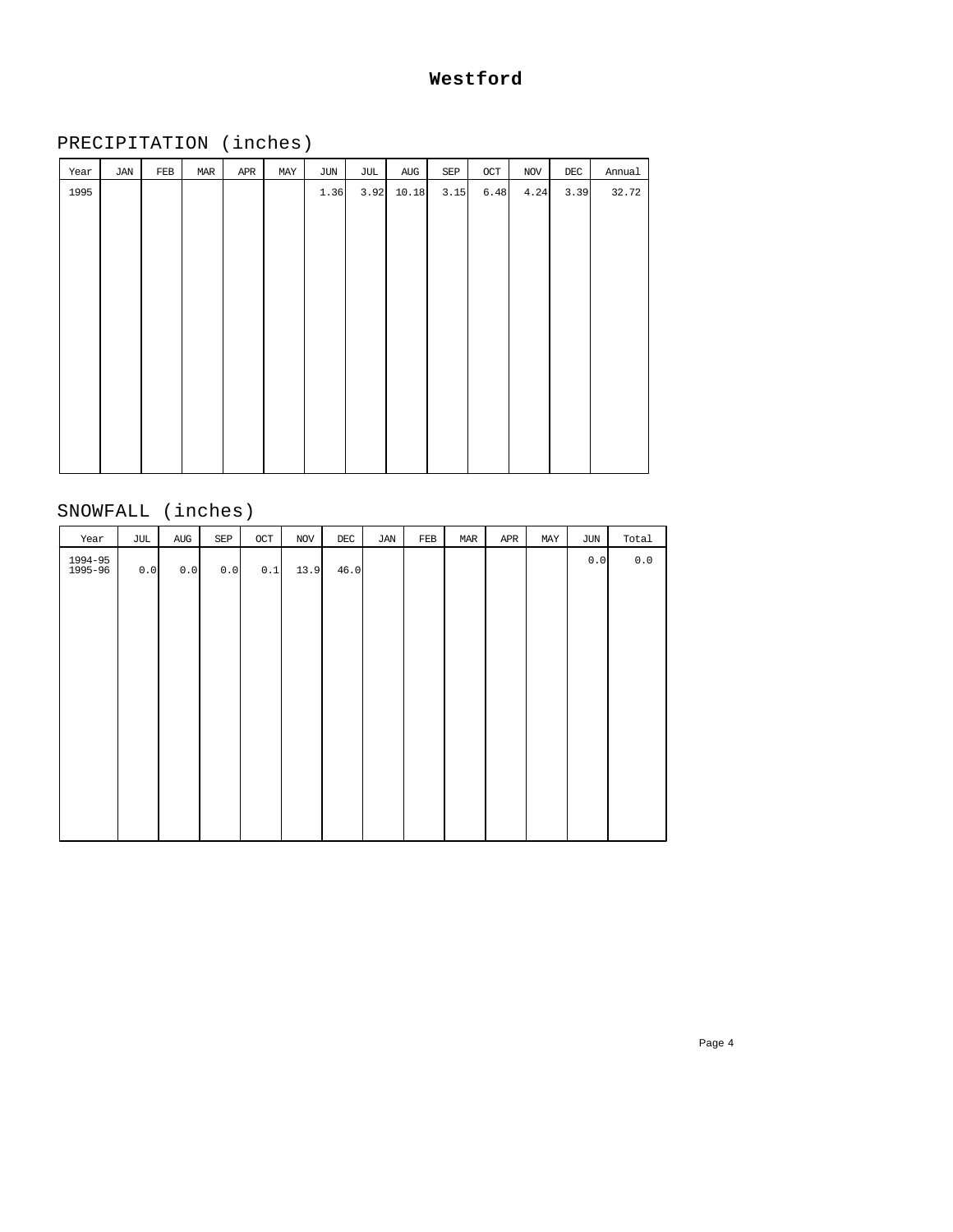# Westford

## PRECIPITATION (inches)

| Year | JAN | FEB | MAR | APR | MAY | JUN | JUL | AUG | SEP | OCT | NOV | DEC | Annual |
|---|---|---|---|---|---|---|---|---|---|---|---|---|---|
| 1995 | | | | | | 1.36 | 3.92 | 10.18 | 3.15 | 6.48 | 4.24 | 3.39 | 32.72 |

## SNOWFALL (inches)

| Year | JUL | AUG | SEP | OCT | NOV | DEC | JAN | FEB | MAR | APR | MAY | JUN | Total |
|---|---|---|---|---|---|---|---|---|---|---|---|---|---|
| 1994-95 | | | | | | | | | | | | 0.0 | 0.0 |
| 1995-96 | 0.0 | 0.0 | 0.0 | 0.1 | 13.9 | 46.0 | | | | | | | |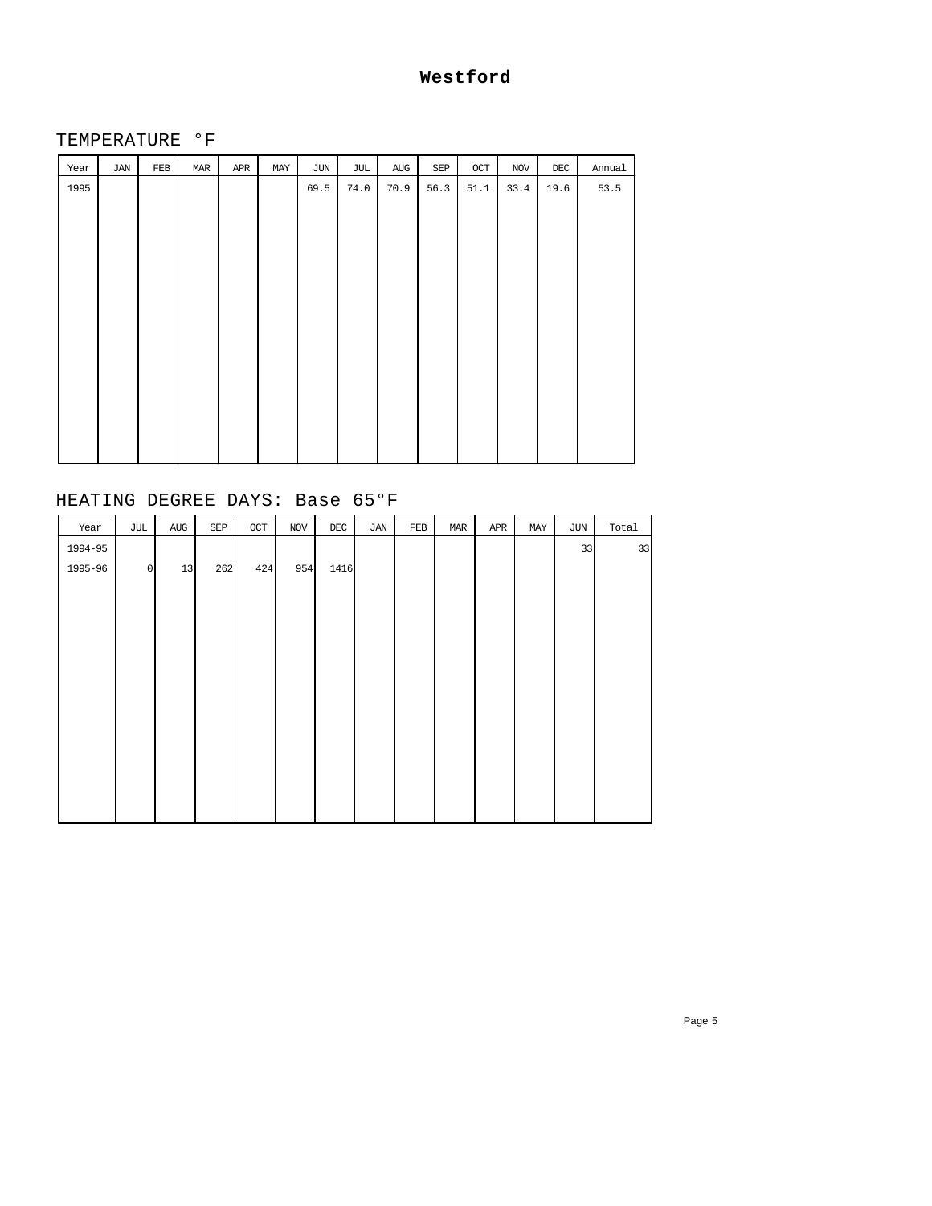# Westford

## TEMPERATURE °F

| Year | JAN | FEB | MAR | APR | MAY | JUN | JUL | AUG | SEP | OCT | NOV | DEC | Annual |
|---|---|---|---|---|---|---|---|---|---|---|---|---|---|
| 1995 | | | | | | 69.5 | 74.0 | 70.9 | 56.3 | 51.1 | 33.4 | 19.6 | 53.5 |

## HEATING DEGREE DAYS: Base 65°F

| Year | JUL | AUG | SEP | OCT | NOV | DEC | JAN | FEB | MAR | APR | MAY | JUN | Total |
|---|---|---|---|---|---|---|---|---|---|---|---|---|---|
| 1994-95 | | | | | | | | | | | | 33 | 33 |
| 1995-96 | 0 | 13 | 262 | 424 | 954 | 1416 | | | | | | | |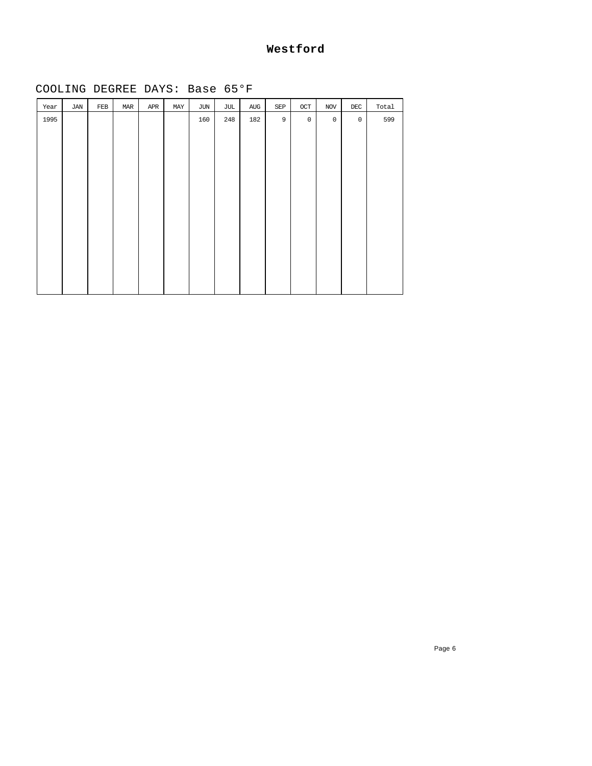# Westford

## COOLING DEGREE DAYS: Base 65°F

| Year | JAN | FEB | MAR | APR | MAY | JUN | JUL | AUG | SEP | OCT | NOV | DEC | Total |
|---|---|---|---|---|---|---|---|---|---|---|---|---|---|
| 1995 | | | | | | 160 | 248 | 182 | 9 | 0 | 0 | 0 | 599 |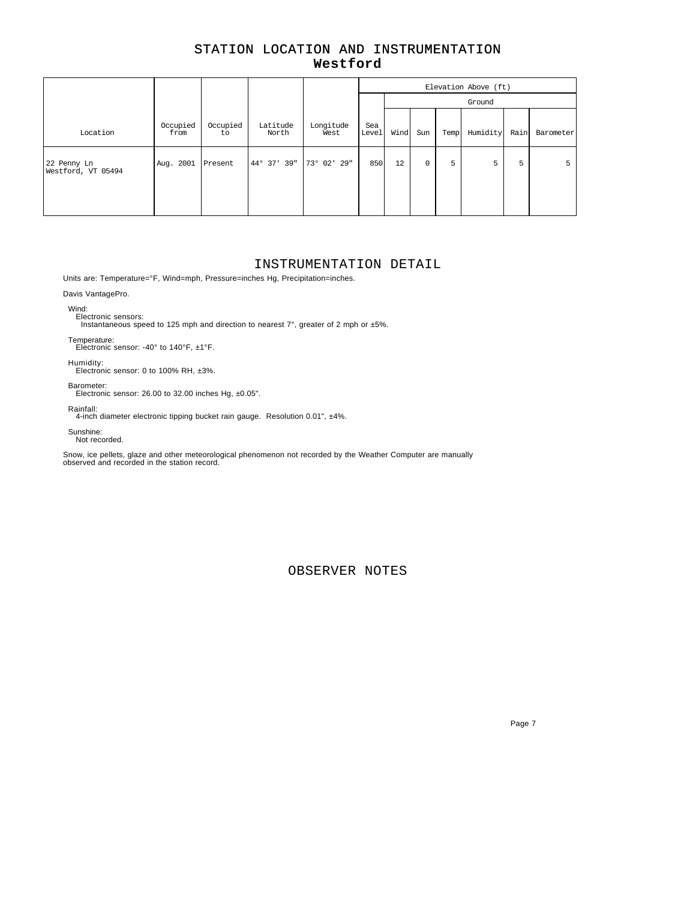# STATION LOCATION AND INSTRUMENTATION
## Westford

| Location | Occupied from | Occupied to | Latitude North | Longitude West | Elevation Above (ft) | | | | | | |
|---|---|---|---|---|---|---|---|---|---|---|---|
| | | | | | Sea Level | Ground | | | | | |
| | | | | | | Wind | Sun | Temp | Humidity | Rain | Barometer |
| 22 Penny Ln<br>Westford, VT 05494 | Aug. 2001 | Present | 44° 37' 39" | 73° 02' 29" | 850 | 12 | 0 | 5 | 5 | 5 | 5 |

# INSTRUMENTATION DETAIL

Units are: Temperature=°F, Wind=mph, Pressure=inches Hg, Precipitation=inches.

Davis VantagePro.

Wind:
Electronic sensors:
Instantaneous speed to 125 mph and direction to nearest 7°, greater of 2 mph or ±5%.

Temperature:
Electronic sensor: -40° to 140°F, ±1°F.

Humidity:
Electronic sensor: 0 to 100% RH, ±3%.

Barometer:
Electronic sensor: 26.00 to 32.00 inches Hg, ±0.05".

Rainfall:
4-inch diameter electronic tipping bucket rain gauge. Resolution 0.01", ±4%.

Sunshine:
Not recorded.

Snow, ice pellets, glaze and other meteorological phenomenon not recorded by the Weather Computer are manually observed and recorded in the station record.

# OBSERVER NOTES